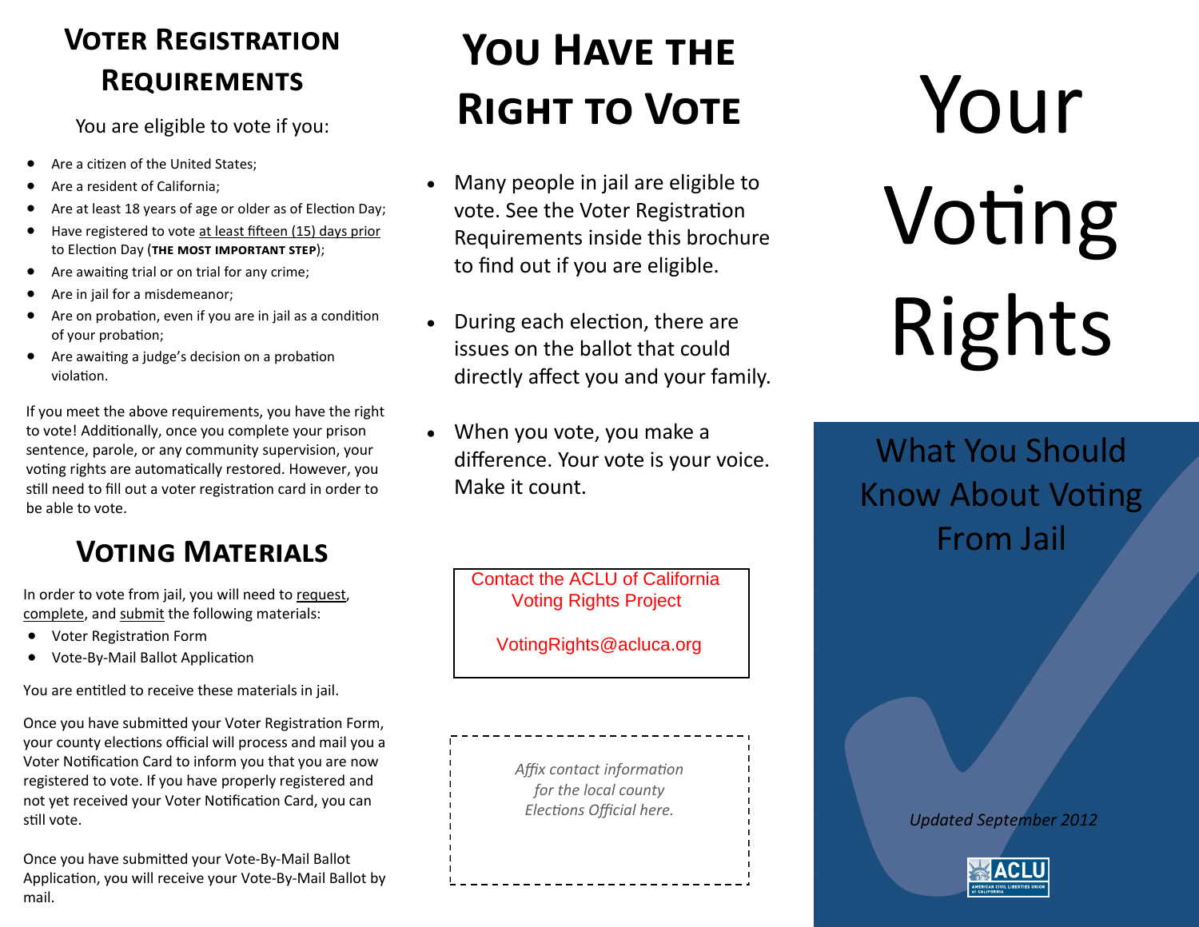## Voter Registration Requirements

You are eligible to vote if you:

- Are a citizen of the United States;
- Are a resident of California;
- Are at least 18 years of age or older as of Election Day;
- Have registered to vote at least fifteen (15) days prior to Election Day (**THE MOST IMPORTANT STEP**);
- Are awaiting trial or on trial for any crime;
- Are in jail for a misdemeanor;
- Are on probation, even if you are in jail as a condition of your probation;
- Are awaiting a judge's decision on a probation violation.

If you meet the above requirements, you have the right to vote! Additionally, once you complete your prison sentence, parole, or any community supervision, your voting rights are automatically restored. However, you still need to fill out a voter registration card in order to be able to vote.

## Voting Materials

In order to vote from jail, you will need to request, complete, and submit the following materials:

- Voter Registration Form
- Vote-By-Mail Ballot Application

You are entitled to receive these materials in jail.

Once you have submitted your Voter Registration Form, your county elections official will process and mail you a Voter Notification Card to inform you that you are now registered to vote. If you have properly registered and not yet received your Voter Notification Card, you can still vote.

Once you have submitted your Vote-By-Mail Ballot Application, you will receive your Vote-By-Mail Ballot by mail.

## You Have the Right to Vote

- Many people in jail are eligible to vote. See the Voter Registration Requirements inside this brochure to find out if you are eligible.
- During each election, there are issues on the ballot that could directly affect you and your family.
- When you vote, you make a difference. Your vote is your voice. Make it count.

Contact the ACLU of California Voting Rights Project

VotingRights@acluca.org

*Affix contact information for the local county Elections Official here.*

# Your Voting Rights

## What You Should Know About Voting From Jail

*Updated September 2012*

ACLU AMERICAN CIVIL LIBERTIES UNION OF CALIFORNIA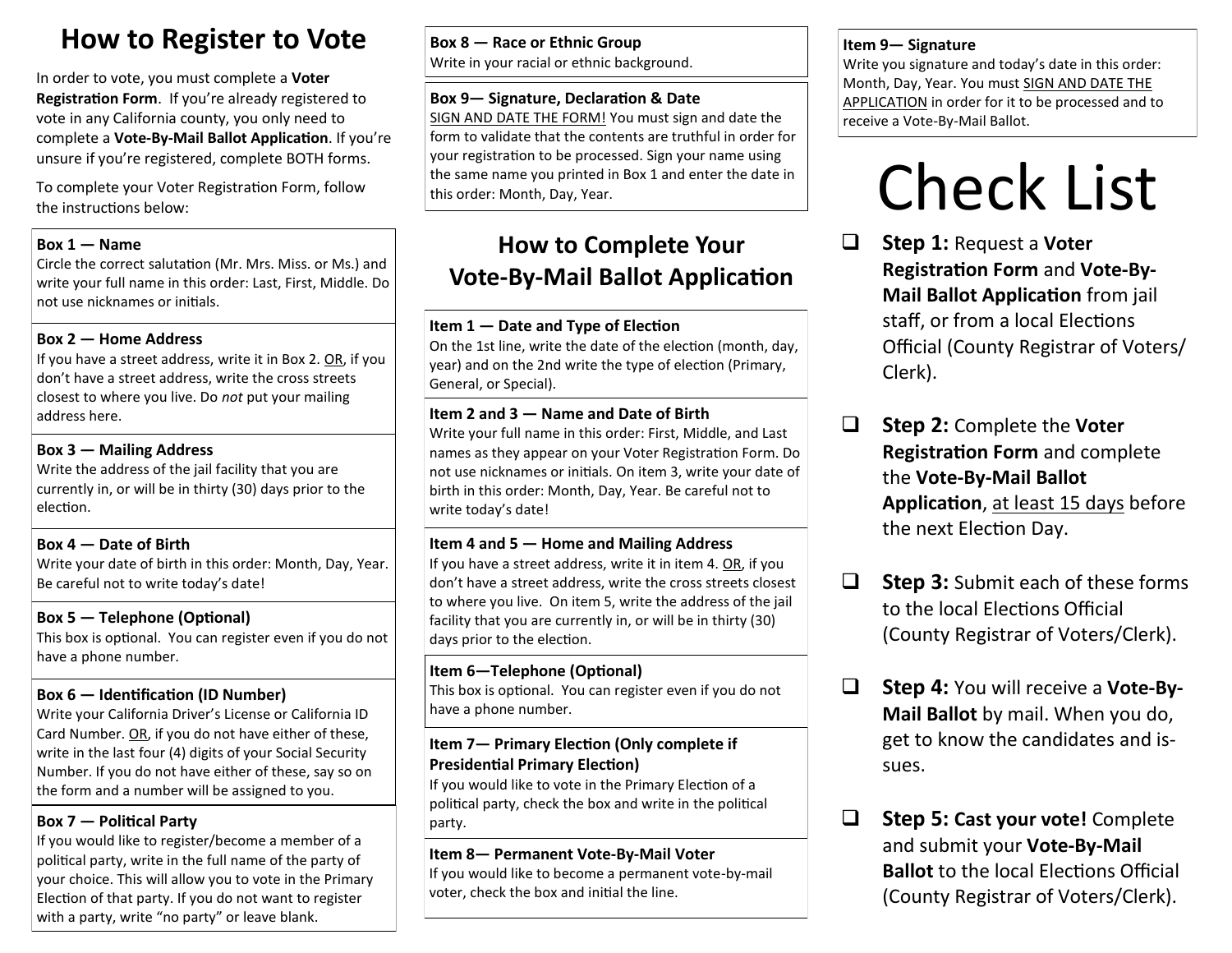# How to Register to Vote

In order to vote, you must complete a **Voter Registration Form**. If you're already registered to vote in any California county, you only need to complete a **Vote-By-Mail Ballot Application**. If you're unsure if you're registered, complete BOTH forms.

To complete your Voter Registration Form, follow the instructions below:

**Box 1 — Name**
Circle the correct salutation (Mr. Mrs. Miss. or Ms.) and write your full name in this order: Last, First, Middle. Do not use nicknames or initials.

**Box 2 — Home Address**
If you have a street address, write it in Box 2. OR, if you don't have a street address, write the cross streets closest to where you live. Do *not* put your mailing address here.

**Box 3 — Mailing Address**
Write the address of the jail facility that you are currently in, or will be in thirty (30) days prior to the election.

**Box 4 — Date of Birth**
Write your date of birth in this order: Month, Day, Year. Be careful not to write today's date!

**Box 5 — Telephone (Optional)**
This box is optional. You can register even if you do not have a phone number.

**Box 6 — Identification (ID Number)**
Write your California Driver's License or California ID Card Number. OR, if you do not have either of these, write in the last four (4) digits of your Social Security Number. If you do not have either of these, say so on the form and a number will be assigned to you.

**Box 7 — Political Party**
If you would like to register/become a member of a political party, write in the full name of the party of your choice. This will allow you to vote in the Primary Election of that party. If you do not want to register with a party, write "no party" or leave blank.

**Box 8 — Race or Ethnic Group**
Write in your racial or ethnic background.

**Box 9— Signature, Declaration & Date**
SIGN AND DATE THE FORM! You must sign and date the form to validate that the contents are truthful in order for your registration to be processed. Sign your name using the same name you printed in Box 1 and enter the date in this order: Month, Day, Year.

## How to Complete Your Vote-By-Mail Ballot Application

**Item 1 — Date and Type of Election**
On the 1st line, write the date of the election (month, day, year) and on the 2nd write the type of election (Primary, General, or Special).

**Item 2 and 3 — Name and Date of Birth**
Write your full name in this order: First, Middle, and Last names as they appear on your Voter Registration Form. Do not use nicknames or initials. On item 3, write your date of birth in this order: Month, Day, Year. Be careful not to write today's date!

**Item 4 and 5 — Home and Mailing Address**
If you have a street address, write it in item 4. OR, if you don't have a street address, write the cross streets closest to where you live. On item 5, write the address of the jail facility that you are currently in, or will be in thirty (30) days prior to the election.

**Item 6—Telephone (Optional)**
This box is optional. You can register even if you do not have a phone number.

**Item 7— Primary Election (Only complete if Presidential Primary Election)**
If you would like to vote in the Primary Election of a political party, check the box and write in the political party.

**Item 8— Permanent Vote-By-Mail Voter**
If you would like to become a permanent vote-by-mail voter, check the box and initial the line.

**Item 9— Signature**
Write you signature and today's date in this order: Month, Day, Year. You must SIGN AND DATE THE APPLICATION in order for it to be processed and to receive a Vote-By-Mail Ballot.

# Check List

- [ ] **Step 1:** Request a **Voter Registration Form** and **Vote-By-Mail Ballot Application** from jail staff, or from a local Elections Official (County Registrar of Voters/ Clerk).
- [ ] **Step 2:** Complete the **Voter Registration Form** and complete the **Vote-By-Mail Ballot Application**, at least 15 days before the next Election Day.
- [ ] **Step 3:** Submit each of these forms to the local Elections Official (County Registrar of Voters/Clerk).
- [ ] **Step 4:** You will receive a **Vote-By-Mail Ballot** by mail. When you do, get to know the candidates and issues.
- [ ] **Step 5: Cast your vote!** Complete and submit your **Vote-By-Mail Ballot** to the local Elections Official (County Registrar of Voters/Clerk).